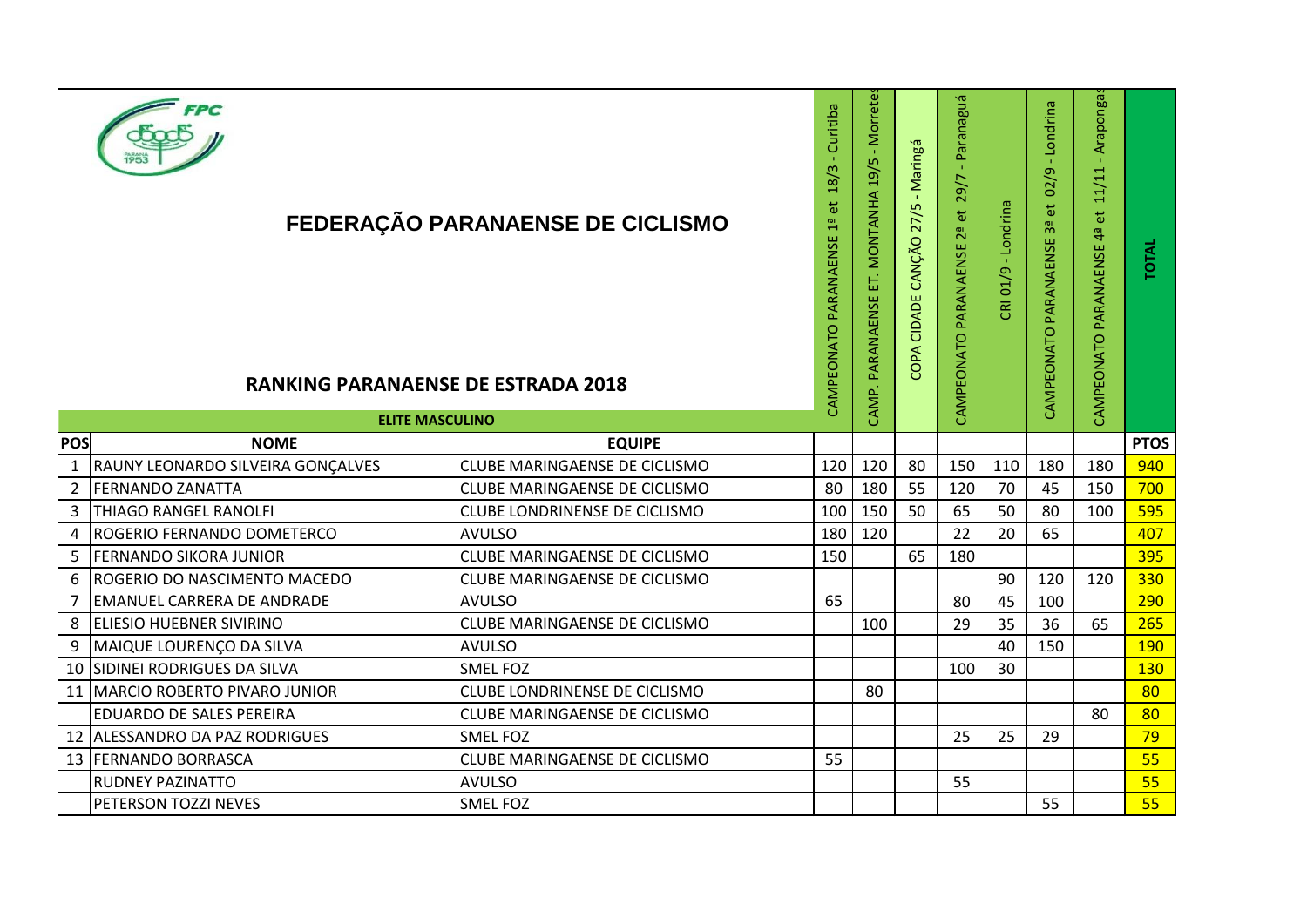# FEDERAÇÃO PARANAENSE DE CICLISMO

## RANKING PARANAENSE DE ESTRADA 2018

**ELITE MASCULINO**

| POS | NOME | EQUIPE | CAMPEONATO PARANAENSE 1ª et 18/3 - Curitiba | CAMP. PARANAENSE ET. MONTANHA 19/5 - Morretes | COPA CIDADE CANÇÃO 27/5 - Maringá | CAMPEONATO PARANAENSE 2ª et 29/7 - Paranaguá | CRI 01/9 - Londrina | CAMPEONATO PARANAENSE 3ª et 02/9 - Londrina | CAMPEONATO PARANAENSE 4ª et 11/11 - Arapongas | TOTAL PTOS |
|---|---|---|---|---|---|---|---|---|---|---|
| 1 | RAUNY LEONARDO SILVEIRA GONÇALVES | CLUBE MARINGAENSE DE CICLISMO | 120 | 120 | 80 | 150 | 110 | 180 | 180 | 940 |
| 2 | FERNANDO ZANATTA | CLUBE MARINGAENSE DE CICLISMO | 80 | 180 | 55 | 120 | 70 | 45 | 150 | 700 |
| 3 | THIAGO RANGEL RANOLFI | CLUBE LONDRINENSE DE CICLISMO | 100 | 150 | 50 | 65 | 50 | 80 | 100 | 595 |
| 4 | ROGERIO FERNANDO DOMETERCO | AVULSO | 180 | 120 | | 22 | 20 | 65 | | 407 |
| 5 | FERNANDO SIKORA JUNIOR | CLUBE MARINGAENSE DE CICLISMO | 150 | | 65 | 180 | | | | 395 |
| 6 | ROGERIO DO NASCIMENTO MACEDO | CLUBE MARINGAENSE DE CICLISMO | | | | | 90 | 120 | 120 | 330 |
| 7 | EMANUEL CARRERA DE ANDRADE | AVULSO | 65 | | | 80 | 45 | 100 | | 290 |
| 8 | ELIESIO HUEBNER SIVIRINO | CLUBE MARINGAENSE DE CICLISMO | | 100 | | 29 | 35 | 36 | 65 | 265 |
| 9 | MAIQUE LOURENÇO DA SILVA | AVULSO | | | | | 40 | 150 | | 190 |
| 10 | SIDINEI RODRIGUES DA SILVA | SMEL FOZ | | | | 100 | 30 | | | 130 |
| 11 | MARCIO ROBERTO PIVARO JUNIOR | CLUBE LONDRINENSE DE CICLISMO | | 80 | | | | | | 80 |
| | EDUARDO DE SALES PEREIRA | CLUBE MARINGAENSE DE CICLISMO | | | | | | | 80 | 80 |
| 12 | ALESSANDRO DA PAZ RODRIGUES | SMEL FOZ | | | | 25 | 25 | 29 | | 79 |
| 13 | FERNANDO BORRASCA | CLUBE MARINGAENSE DE CICLISMO | 55 | | | | | | | 55 |
| | RUDNEY PAZINATTO | AVULSO | | | | 55 | | | | 55 |
| | PETERSON TOZZI NEVES | SMEL FOZ | | | | | | 55 | | 55 |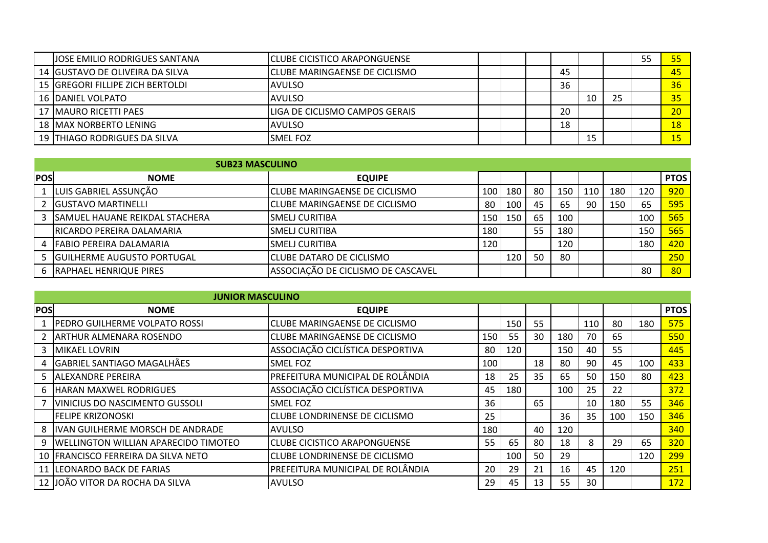| POS | NOME | EQUIPE | | | | | | | | PTOS |
|---|---|---|---|---|---|---|---|---|---|---|
| | JOSE EMILIO RODRIGUES SANTANA | CLUBE CICISTICO ARAPONGUENSE | | | | | | | 55 | 55 |
| 14 | GUSTAVO DE OLIVEIRA DA SILVA | CLUBE MARINGAENSE DE CICLISMO | | | | 45 | | | | 45 |
| 15 | GREGORI FILLIPE ZICH BERTOLDI | AVULSO | | | | 36 | | | | 36 |
| 16 | DANIEL VOLPATO | AVULSO | | | | | 10 | 25 | | 35 |
| 17 | MAURO RICETTI PAES | LIGA DE CICLISMO CAMPOS GERAIS | | | | 20 | | | | 20 |
| 18 | MAX NORBERTO LENING | AVULSO | | | | 18 | | | | 18 |
| 19 | THIAGO RODRIGUES DA SILVA | SMEL FOZ | | | | | 15 | | | 15 |

| SUB23 MASCULINO | | | | | | | | | | |
|---|---|---|---|---|---|---|---|---|---|---|
| POS | NOME | EQUIPE | | | | | | | | PTOS |
| 1 | LUIS GABRIEL ASSUNÇÃO | CLUBE MARINGAENSE DE CICLISMO | 100 | 180 | 80 | 150 | 110 | 180 | 120 | 920 |
| 2 | GUSTAVO MARTINELLI | CLUBE MARINGAENSE DE CICLISMO | 80 | 100 | 45 | 65 | 90 | 150 | 65 | 595 |
| 3 | SAMUEL HAUANE REIKDAL STACHERA | SMELJ CURITIBA | 150 | 150 | 65 | 100 | | | 100 | 565 |
| | RICARDO PEREIRA DALAMARIA | SMELJ CURITIBA | 180 | | 55 | 180 | | | 150 | 565 |
| 4 | FABIO PEREIRA DALAMARIA | SMELJ CURITIBA | 120 | | | 120 | | | 180 | 420 |
| 5 | GUILHERME AUGUSTO PORTUGAL | CLUBE DATARO DE CICLISMO | | 120 | 50 | 80 | | | | 250 |
| 6 | RAPHAEL HENRIQUE PIRES | ASSOCIAÇÃO DE CICLISMO DE CASCAVEL | | | | | | | 80 | 80 |

| JUNIOR MASCULINO | | | | | | | | | | |
|---|---|---|---|---|---|---|---|---|---|---|
| POS | NOME | EQUIPE | | | | | | | | PTOS |
| 1 | PEDRO GUILHERME VOLPATO ROSSI | CLUBE MARINGAENSE DE CICLISMO | | 150 | 55 | | 110 | 80 | 180 | 575 |
| 2 | ARTHUR ALMENARA ROSENDO | CLUBE MARINGAENSE DE CICLISMO | 150 | 55 | 30 | 180 | 70 | 65 | | 550 |
| 3 | MIKAEL LOVRIN | ASSOCIAÇÃO CICLÍSTICA DESPORTIVA | 80 | 120 | | 150 | 40 | 55 | | 445 |
| 4 | GABRIEL SANTIAGO MAGALHÃES | SMEL FOZ | 100 | | 18 | 80 | 90 | 45 | 100 | 433 |
| 5 | ALEXANDRE PEREIRA | PREFEITURA MUNICIPAL DE ROLÂNDIA | 18 | 25 | 35 | 65 | 50 | 150 | 80 | 423 |
| 6 | HARAN MAXWEL RODRIGUES | ASSOCIAÇÃO CICLÍSTICA DESPORTIVA | 45 | 180 | | 100 | 25 | 22 | | 372 |
| 7 | VINICIUS DO NASCIMENTO GUSSOLI | SMEL FOZ | 36 | | 65 | | 10 | 180 | 55 | 346 |
| | FELIPE KRIZONOSKI | CLUBE LONDRINENSE DE CICLISMO | 25 | | | 36 | 35 | 100 | 150 | 346 |
| 8 | IVAN GUILHERME MORSCH DE ANDRADE | AVULSO | 180 | | 40 | 120 | | | | 340 |
| 9 | WELLINGTON WILLIAN APARECIDO TIMOTEO | CLUBE CICISTICO ARAPONGUENSE | 55 | 65 | 80 | 18 | 8 | 29 | 65 | 320 |
| 10 | FRANCISCO FERREIRA DA SILVA NETO | CLUBE LONDRINENSE DE CICLISMO | | 100 | 50 | 29 | | | 120 | 299 |
| 11 | LEONARDO BACK DE FARIAS | PREFEITURA MUNICIPAL DE ROLÂNDIA | 20 | 29 | 21 | 16 | 45 | 120 | | 251 |
| 12 | JOÃO VITOR DA ROCHA DA SILVA | AVULSO | 29 | 45 | 13 | 55 | 30 | | | 172 |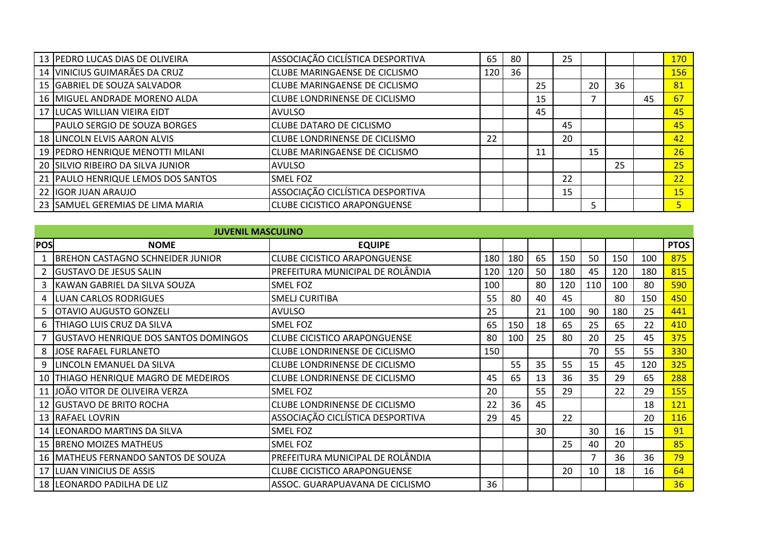| POS | NOME | EQUIPE | | | | | | | | PTOS |
|---|---|---|---|---|---|---|---|---|---|---|
| 13 | PEDRO LUCAS DIAS DE OLIVEIRA | ASSOCIAÇÃO CICLÍSTICA DESPORTIVA | 65 | 80 | | 25 | | | | 170 |
| 14 | VINICIUS GUIMARÃES DA CRUZ | CLUBE MARINGAENSE DE CICLISMO | 120 | 36 | | | | | | 156 |
| 15 | GABRIEL DE SOUZA SALVADOR | CLUBE MARINGAENSE DE CICLISMO | | | 25 | | 20 | 36 | | 81 |
| 16 | MIGUEL ANDRADE MORENO ALDA | CLUBE LONDRINENSE DE CICLISMO | | | 15 | | 7 | | 45 | 67 |
| 17 | LUCAS WILLIAN VIEIRA EIDT | AVULSO | | | 45 | | | | | 45 |
| | PAULO SERGIO DE SOUZA BORGES | CLUBE DATARO DE CICLISMO | | | | 45 | | | | 45 |
| 18 | LINCOLN ELVIS AARON ALVIS | CLUBE LONDRINENSE DE CICLISMO | 22 | | | 20 | | | | 42 |
| 19 | PEDRO HENRIQUE MENOTTI MILANI | CLUBE MARINGAENSE DE CICLISMO | | | 11 | | 15 | | | 26 |
| 20 | SILVIO RIBEIRO DA SILVA JUNIOR | AVULSO | | | | | | 25 | | 25 |
| 21 | PAULO HENRIQUE LEMOS DOS SANTOS | SMEL FOZ | | | | 22 | | | | 22 |
| 22 | IGOR JUAN ARAUJO | ASSOCIAÇÃO CICLÍSTICA DESPORTIVA | | | | 15 | | | | 15 |
| 23 | SAMUEL GEREMIAS DE LIMA MARIA | CLUBE CICISTICO ARAPONGUENSE | | | | | 5 | | | 5 |

## JUVENIL MASCULINO

| POS | NOME | EQUIPE | | | | | | | | PTOS |
|---|---|---|---|---|---|---|---|---|---|---|
| 1 | BREHON CASTAGNO SCHNEIDER JUNIOR | CLUBE CICISTICO ARAPONGUENSE | 180 | 180 | 65 | 150 | 50 | 150 | 100 | 875 |
| 2 | GUSTAVO DE JESUS SALIN | PREFEITURA MUNICIPAL DE ROLÂNDIA | 120 | 120 | 50 | 180 | 45 | 120 | 180 | 815 |
| 3 | KAWAN GABRIEL DA SILVA SOUZA | SMEL FOZ | 100 | | 80 | 120 | 110 | 100 | 80 | 590 |
| 4 | LUAN CARLOS RODRIGUES | SMELJ CURITIBA | 55 | 80 | 40 | 45 | | 80 | 150 | 450 |
| 5 | OTAVIO AUGUSTO GONZELI | AVULSO | 25 | | 21 | 100 | 90 | 180 | 25 | 441 |
| 6 | THIAGO LUIS CRUZ DA SILVA | SMEL FOZ | 65 | 150 | 18 | 65 | 25 | 65 | 22 | 410 |
| 7 | GUSTAVO HENRIQUE DOS SANTOS DOMINGOS | CLUBE CICISTICO ARAPONGUENSE | 80 | 100 | 25 | 80 | 20 | 25 | 45 | 375 |
| 8 | JOSE RAFAEL FURLANETO | CLUBE LONDRINENSE DE CICLISMO | 150 | | | | 70 | 55 | 55 | 330 |
| 9 | LINCOLN EMANUEL DA SILVA | CLUBE LONDRINENSE DE CICLISMO | | 55 | 35 | 55 | 15 | 45 | 120 | 325 |
| 10 | THIAGO HENRIQUE MAGRO DE MEDEIROS | CLUBE LONDRINENSE DE CICLISMO | 45 | 65 | 13 | 36 | 35 | 29 | 65 | 288 |
| 11 | JOÃO VITOR DE OLIVEIRA VERZA | SMEL FOZ | 20 | | 55 | 29 | | 22 | 29 | 155 |
| 12 | GUSTAVO DE BRITO ROCHA | CLUBE LONDRINENSE DE CICLISMO | 22 | 36 | 45 | | | | 18 | 121 |
| 13 | RAFAEL LOVRIN | ASSOCIAÇÃO CICLÍSTICA DESPORTIVA | 29 | 45 | | 22 | | | 20 | 116 |
| 14 | LEONARDO MARTINS DA SILVA | SMEL FOZ | | | 30 | | 30 | 16 | 15 | 91 |
| 15 | BRENO MOIZES MATHEUS | SMEL FOZ | | | | 25 | 40 | 20 | | 85 |
| 16 | MATHEUS FERNANDO SANTOS DE SOUZA | PREFEITURA MUNICIPAL DE ROLÂNDIA | | | | | 7 | 36 | 36 | 79 |
| 17 | LUAN VINICIUS DE ASSIS | CLUBE CICISTICO ARAPONGUENSE | | | | 20 | 10 | 18 | 16 | 64 |
| 18 | LEONARDO PADILHA DE LIZ | ASSOC. GUARAPUAVANA DE CICLISMO | 36 | | | | | | | 36 |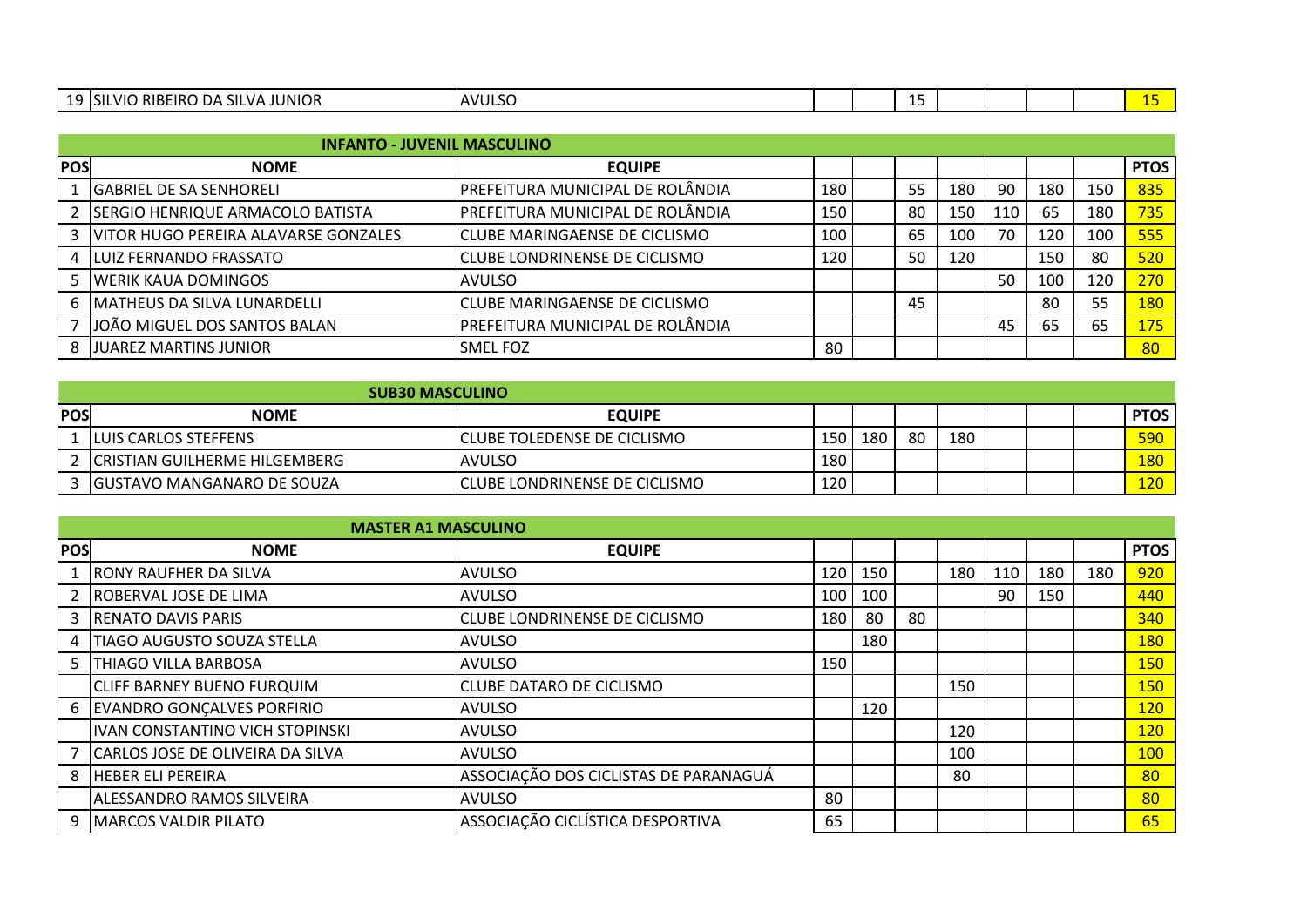| 19 | SILVIO RIBEIRO DA SILVA JUNIOR | AVULSO | | | 15 | | | | | 15 |
|---|---|---|---|---|---|---|---|---|---|---|

**INFANTO - JUVENIL MASCULINO**

| POS | NOME | EQUIPE | | | | | | | | PTOS |
|---|---|---|---|---|---|---|---|---|---|---|
| 1 | GABRIEL DE SA SENHORELI | PREFEITURA MUNICIPAL DE ROLÂNDIA | 180 | | 55 | 180 | 90 | 180 | 150 | 835 |
| 2 | SERGIO HENRIQUE ARMACOLO BATISTA | PREFEITURA MUNICIPAL DE ROLÂNDIA | 150 | | 80 | 150 | 110 | 65 | 180 | 735 |
| 3 | VITOR HUGO PEREIRA ALAVARSE GONZALES | CLUBE MARINGAENSE DE CICLISMO | 100 | | 65 | 100 | 70 | 120 | 100 | 555 |
| 4 | LUIZ FERNANDO FRASSATO | CLUBE LONDRINENSE DE CICLISMO | 120 | | 50 | 120 | | 150 | 80 | 520 |
| 5 | WERIK KAUA DOMINGOS | AVULSO | | | | | 50 | 100 | 120 | 270 |
| 6 | MATHEUS DA SILVA LUNARDELLI | CLUBE MARINGAENSE DE CICLISMO | | | 45 | | | 80 | 55 | 180 |
| 7 | JOÃO MIGUEL DOS SANTOS BALAN | PREFEITURA MUNICIPAL DE ROLÂNDIA | | | | | 45 | 65 | 65 | 175 |
| 8 | JUAREZ MARTINS JUNIOR | SMEL FOZ | 80 | | | | | | | 80 |

**SUB30 MASCULINO**

| POS | NOME | EQUIPE | | | | | | | | PTOS |
|---|---|---|---|---|---|---|---|---|---|---|
| 1 | LUIS CARLOS STEFFENS | CLUBE TOLEDENSE DE CICLISMO | 150 | 180 | 80 | 180 | | | | 590 |
| 2 | CRISTIAN GUILHERME HILGEMBERG | AVULSO | 180 | | | | | | | 180 |
| 3 | GUSTAVO MANGANARO DE SOUZA | CLUBE LONDRINENSE DE CICLISMO | 120 | | | | | | | 120 |

**MASTER A1 MASCULINO**

| POS | NOME | EQUIPE | | | | | | | | PTOS |
|---|---|---|---|---|---|---|---|---|---|---|
| 1 | RONY RAUFHER DA SILVA | AVULSO | 120 | 150 | | 180 | 110 | 180 | 180 | 920 |
| 2 | ROBERVAL JOSE DE LIMA | AVULSO | 100 | 100 | | | 90 | 150 | | 440 |
| 3 | RENATO DAVIS PARIS | CLUBE LONDRINENSE DE CICLISMO | 180 | 80 | 80 | | | | | 340 |
| 4 | TIAGO AUGUSTO SOUZA STELLA | AVULSO | | 180 | | | | | | 180 |
| 5 | THIAGO VILLA BARBOSA | AVULSO | 150 | | | | | | | 150 |
| | CLIFF BARNEY BUENO FURQUIM | CLUBE DATARO DE CICLISMO | | | | 150 | | | | 150 |
| 6 | EVANDRO GONÇALVES PORFIRIO | AVULSO | | 120 | | | | | | 120 |
| | IVAN CONSTANTINO VICH STOPINSKI | AVULSO | | | | 120 | | | | 120 |
| 7 | CARLOS JOSE DE OLIVEIRA DA SILVA | AVULSO | | | | 100 | | | | 100 |
| 8 | HEBER ELI PEREIRA | ASSOCIAÇÃO DOS CICLISTAS DE PARANAGUÁ | | | | 80 | | | | 80 |
| | ALESSANDRO RAMOS SILVEIRA | AVULSO | 80 | | | | | | | 80 |
| 9 | MARCOS VALDIR PILATO | ASSOCIAÇÃO CICLÍSTICA DESPORTIVA | 65 | | | | | | | 65 |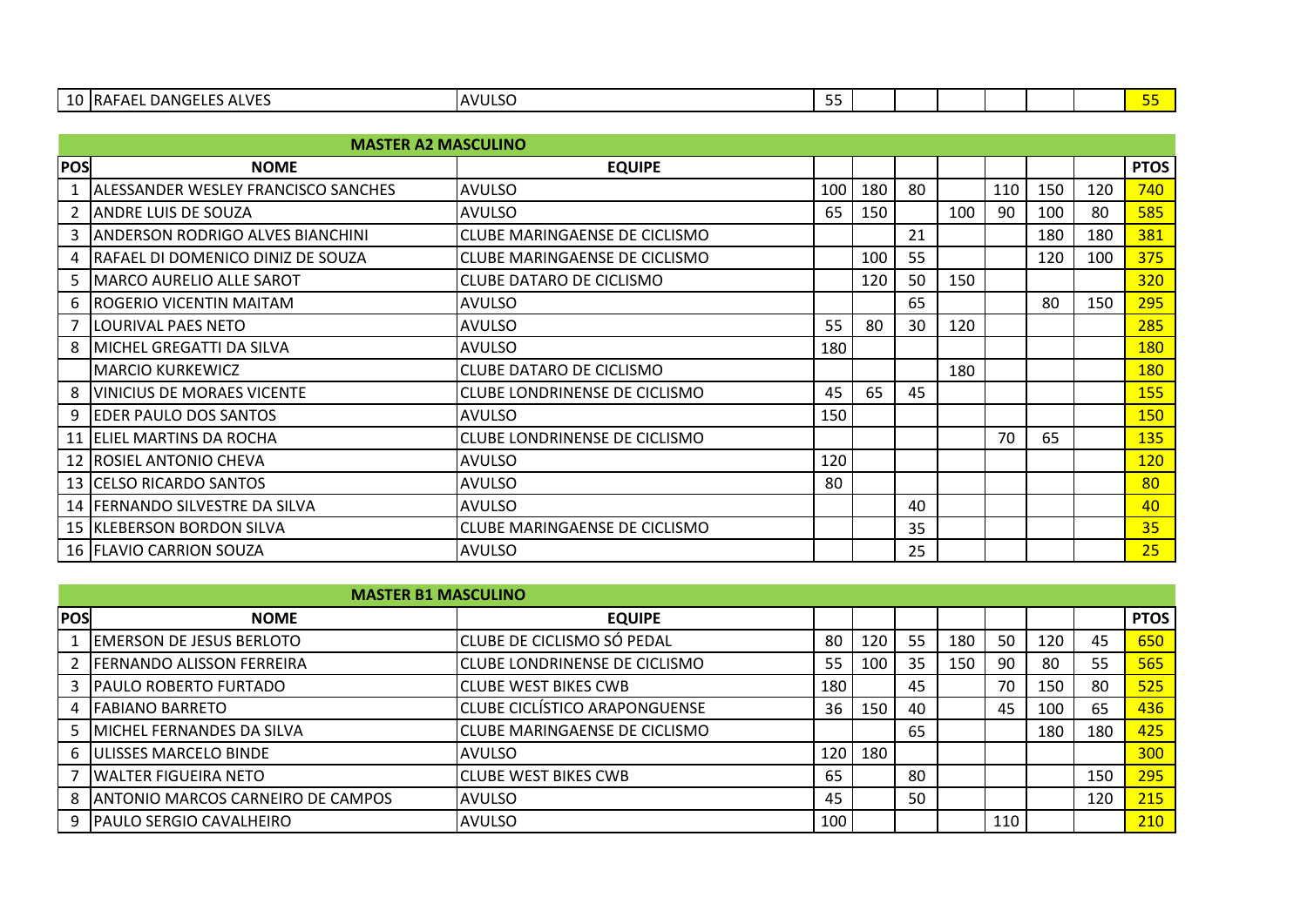| 10 | RAFAEL DANGELES ALVES | AVULSO | 55 | | | | | | | 55 |
|---|---|---|---|---|---|---|---|---|---|---|

| **MASTER A2 MASCULINO** | | | | | | | | | | |
|---|---|---|---|---|---|---|---|---|---|---|
| **POS** | **NOME** | **EQUIPE** | | | | | | | | **PTOS** |
| 1 | ALESSANDER WESLEY FRANCISCO SANCHES | AVULSO | 100 | 180 | 80 | | 110 | 150 | 120 | 740 |
| 2 | ANDRE LUIS DE SOUZA | AVULSO | 65 | 150 | | 100 | 90 | 100 | 80 | 585 |
| 3 | ANDERSON RODRIGO ALVES BIANCHINI | CLUBE MARINGAENSE DE CICLISMO | | | 21 | | | 180 | 180 | 381 |
| 4 | RAFAEL DI DOMENICO DINIZ DE SOUZA | CLUBE MARINGAENSE DE CICLISMO | | 100 | 55 | | | 120 | 100 | 375 |
| 5 | MARCO AURELIO ALLE SAROT | CLUBE DATARO DE CICLISMO | | 120 | 50 | 150 | | | | 320 |
| 6 | ROGERIO VICENTIN MAITAM | AVULSO | | | 65 | | | 80 | 150 | 295 |
| 7 | LOURIVAL PAES NETO | AVULSO | 55 | 80 | 30 | 120 | | | | 285 |
| 8 | MICHEL GREGATTI DA SILVA | AVULSO | 180 | | | | | | | 180 |
| | MARCIO KURKEWICZ | CLUBE DATARO DE CICLISMO | | | | 180 | | | | 180 |
| 8 | VINICIUS DE MORAES VICENTE | CLUBE LONDRINENSE DE CICLISMO | 45 | 65 | 45 | | | | | 155 |
| 9 | EDER PAULO DOS SANTOS | AVULSO | 150 | | | | | | | 150 |
| 11 | ELIEL MARTINS DA ROCHA | CLUBE LONDRINENSE DE CICLISMO | | | | | 70 | 65 | | 135 |
| 12 | ROSIEL ANTONIO CHEVA | AVULSO | 120 | | | | | | | 120 |
| 13 | CELSO RICARDO SANTOS | AVULSO | 80 | | | | | | | 80 |
| 14 | FERNANDO SILVESTRE DA SILVA | AVULSO | | | 40 | | | | | 40 |
| 15 | KLEBERSON BORDON SILVA | CLUBE MARINGAENSE DE CICLISMO | | | 35 | | | | | 35 |
| 16 | FLAVIO CARRION SOUZA | AVULSO | | | 25 | | | | | 25 |

| **MASTER B1 MASCULINO** | | | | | | | | | | |
|---|---|---|---|---|---|---|---|---|---|---|
| **POS** | **NOME** | **EQUIPE** | | | | | | | | **PTOS** |
| 1 | EMERSON DE JESUS BERLOTO | CLUBE DE CICLISMO SÓ PEDAL | 80 | 120 | 55 | 180 | 50 | 120 | 45 | 650 |
| 2 | FERNANDO ALISSON FERREIRA | CLUBE LONDRINENSE DE CICLISMO | 55 | 100 | 35 | 150 | 90 | 80 | 55 | 565 |
| 3 | PAULO ROBERTO FURTADO | CLUBE WEST BIKES CWB | 180 | | 45 | | 70 | 150 | 80 | 525 |
| 4 | FABIANO BARRETO | CLUBE CICLÍSTICO ARAPONGUENSE | 36 | 150 | 40 | | 45 | 100 | 65 | 436 |
| 5 | MICHEL FERNANDES DA SILVA | CLUBE MARINGAENSE DE CICLISMO | | | 65 | | | 180 | 180 | 425 |
| 6 | ULISSES MARCELO BINDE | AVULSO | 120 | 180 | | | | | | 300 |
| 7 | WALTER FIGUEIRA NETO | CLUBE WEST BIKES CWB | 65 | | 80 | | | | 150 | 295 |
| 8 | ANTONIO MARCOS CARNEIRO DE CAMPOS | AVULSO | 45 | | 50 | | | | 120 | 215 |
| 9 | PAULO SERGIO CAVALHEIRO | AVULSO | 100 | | | | 110 | | | 210 |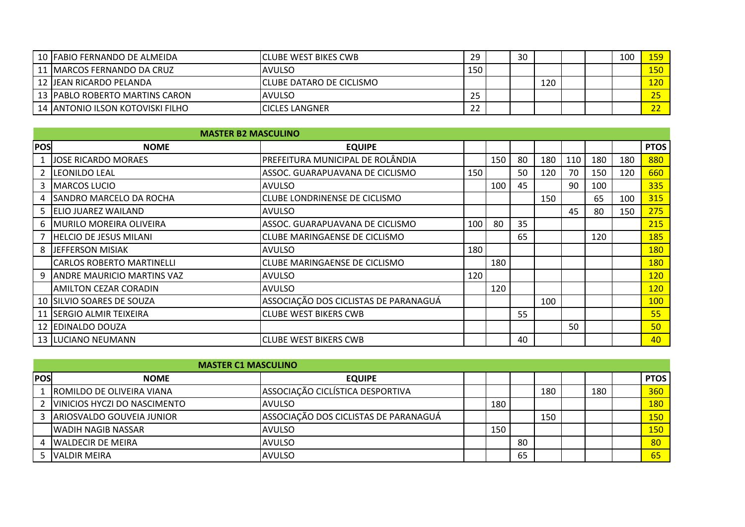| POS | NOME | EQUIPE | | | | | | | | PTOS |
|---|---|---|---|---|---|---|---|---|---|---|
| 10 | FABIO FERNANDO DE ALMEIDA | CLUBE WEST BIKES CWB | 29 | | 30 | | | | 100 | 159 |
| 11 | MARCOS FERNANDO DA CRUZ | AVULSO | 150 | | | | | | | 150 |
| 12 | JEAN RICARDO PELANDA | CLUBE DATARO DE CICLISMO | | | | 120 | | | | 120 |
| 13 | PABLO ROBERTO MARTINS CARON | AVULSO | 25 | | | | | | | 25 |
| 14 | ANTONIO ILSON KOTOVISKI FILHO | CICLES LANGNER | 22 | | | | | | | 22 |

## MASTER B2 MASCULINO

| POS | NOME | EQUIPE | | | | | | | | PTOS |
|---|---|---|---|---|---|---|---|---|---|---|
| 1 | JOSE RICARDO MORAES | PREFEITURA MUNICIPAL DE ROLÂNDIA | | 150 | 80 | 180 | 110 | 180 | 180 | 880 |
| 2 | LEONILDO LEAL | ASSOC. GUARAPUAVANA DE CICLISMO | 150 | | 50 | 120 | 70 | 150 | 120 | 660 |
| 3 | MARCOS LUCIO | AVULSO | | 100 | 45 | | 90 | 100 | | 335 |
| 4 | SANDRO MARCELO DA ROCHA | CLUBE LONDRINENSE DE CICLISMO | | | | 150 | | 65 | 100 | 315 |
| 5 | ELIO JUAREZ WAILAND | AVULSO | | | | | 45 | 80 | 150 | 275 |
| 6 | MURILO MOREIRA OLIVEIRA | ASSOC. GUARAPUAVANA DE CICLISMO | 100 | 80 | 35 | | | | | 215 |
| 7 | HELCIO DE JESUS MILANI | CLUBE MARINGAENSE DE CICLISMO | | | 65 | | | 120 | | 185 |
| 8 | JEFFERSON MISIAK | AVULSO | 180 | | | | | | | 180 |
| | CARLOS ROBERTO MARTINELLI | CLUBE MARINGAENSE DE CICLISMO | | 180 | | | | | | 180 |
| 9 | ANDRE MAURICIO MARTINS VAZ | AVULSO | 120 | | | | | | | 120 |
| | AMILTON CEZAR CORADIN | AVULSO | | 120 | | | | | | 120 |
| 10 | SILVIO SOARES DE SOUZA | ASSOCIAÇÃO DOS CICLISTAS DE PARANAGUÁ | | | | 100 | | | | 100 |
| 11 | SERGIO ALMIR TEIXEIRA | CLUBE WEST BIKERS CWB | | | 55 | | | | | 55 |
| 12 | EDINALDO DOUZA | | | | | | 50 | | | 50 |
| 13 | LUCIANO NEUMANN | CLUBE WEST BIKERS CWB | | | 40 | | | | | 40 |

## MASTER C1 MASCULINO

| POS | NOME | EQUIPE | | | | | | | | PTOS |
|---|---|---|---|---|---|---|---|---|---|---|
| 1 | ROMILDO DE OLIVEIRA VIANA | ASSOCIAÇÃO CICLÍSTICA DESPORTIVA | | | | 180 | | 180 | | 360 |
| 2 | VINICIOS HYCZI DO NASCIMENTO | AVULSO | | 180 | | | | | | 180 |
| 3 | ARIOSVALDO GOUVEIA JUNIOR | ASSOCIAÇÃO DOS CICLISTAS DE PARANAGUÁ | | | | 150 | | | | 150 |
| | WADIH NAGIB NASSAR | AVULSO | | 150 | | | | | | 150 |
| 4 | WALDECIR DE MEIRA | AVULSO | | | 80 | | | | | 80 |
| 5 | VALDIR MEIRA | AVULSO | | | 65 | | | | | 65 |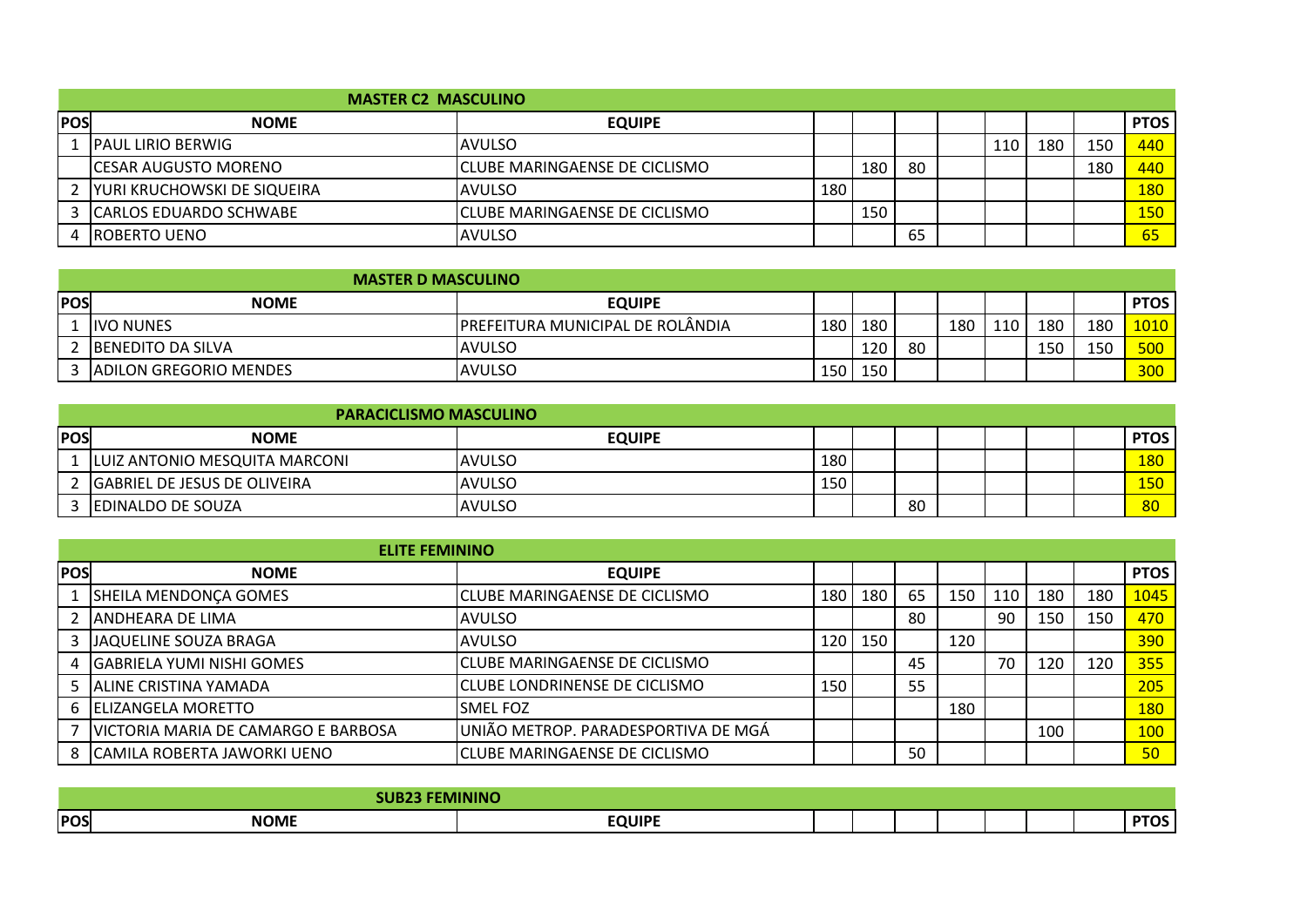| POS | NOME | EQUIPE | | | | | | | | PTOS |
|---|---|---|---|---|---|---|---|---|---|---|
| | **MASTER C2 MASCULINO** | | | | | | | | | |
| 1 | PAUL LIRIO BERWIG | AVULSO | | | | | 110 | 180 | 150 | 440 |
| | CESAR AUGUSTO MORENO | CLUBE MARINGAENSE DE CICLISMO | | 180 | 80 | | | | 180 | 440 |
| 2 | YURI KRUCHOWSKI DE SIQUEIRA | AVULSO | 180 | | | | | | | 180 |
| 3 | CARLOS EDUARDO SCHWABE | CLUBE MARINGAENSE DE CICLISMO | | 150 | | | | | | 150 |
| 4 | ROBERTO UENO | AVULSO | | | 65 | | | | | 65 |

| POS | NOME | EQUIPE | | | | | | | | PTOS |
|---|---|---|---|---|---|---|---|---|---|---|
| | **MASTER D MASCULINO** | | | | | | | | | |
| 1 | IVO NUNES | PREFEITURA MUNICIPAL DE ROLÂNDIA | 180 | 180 | | 180 | 110 | 180 | 180 | 1010 |
| 2 | BENEDITO DA SILVA | AVULSO | | 120 | 80 | | | 150 | 150 | 500 |
| 3 | ADILON GREGORIO MENDES | AVULSO | 150 | 150 | | | | | | 300 |

| POS | NOME | EQUIPE | | | | | | | | PTOS |
|---|---|---|---|---|---|---|---|---|---|---|
| | **PARACICLISMO MASCULINO** | | | | | | | | | |
| 1 | LUIZ ANTONIO MESQUITA MARCONI | AVULSO | 180 | | | | | | | 180 |
| 2 | GABRIEL DE JESUS DE OLIVEIRA | AVULSO | 150 | | | | | | | 150 |
| 3 | EDINALDO DE SOUZA | AVULSO | | | 80 | | | | | 80 |

| POS | NOME | EQUIPE | | | | | | | | PTOS |
|---|---|---|---|---|---|---|---|---|---|---|
| | **ELITE FEMININO** | | | | | | | | | |
| 1 | SHEILA MENDONÇA GOMES | CLUBE MARINGAENSE DE CICLISMO | 180 | 180 | 65 | 150 | 110 | 180 | 180 | 1045 |
| 2 | ANDHEARA DE LIMA | AVULSO | | | 80 | | 90 | 150 | 150 | 470 |
| 3 | JAQUELINE SOUZA BRAGA | AVULSO | 120 | 150 | | 120 | | | | 390 |
| 4 | GABRIELA YUMI NISHI GOMES | CLUBE MARINGAENSE DE CICLISMO | | | 45 | | 70 | 120 | 120 | 355 |
| 5 | ALINE CRISTINA YAMADA | CLUBE LONDRINENSE DE CICLISMO | 150 | | 55 | | | | | 205 |
| 6 | ELIZANGELA MORETTO | SMEL FOZ | | | | 180 | | | | 180 |
| 7 | VICTORIA MARIA DE CAMARGO E BARBOSA | UNIÃO METROP. PARADESPORTIVA DE MGÁ | | | | | | 100 | | 100 |
| 8 | CAMILA ROBERTA JAWORKI UENO | CLUBE MARINGAENSE DE CICLISMO | | | 50 | | | | | 50 |

| POS | NOME | EQUIPE | | | | | | | | PTOS |
|---|---|---|---|---|---|---|---|---|---|---|
| | **SUB23 FEMININO** | | | | | | | | | |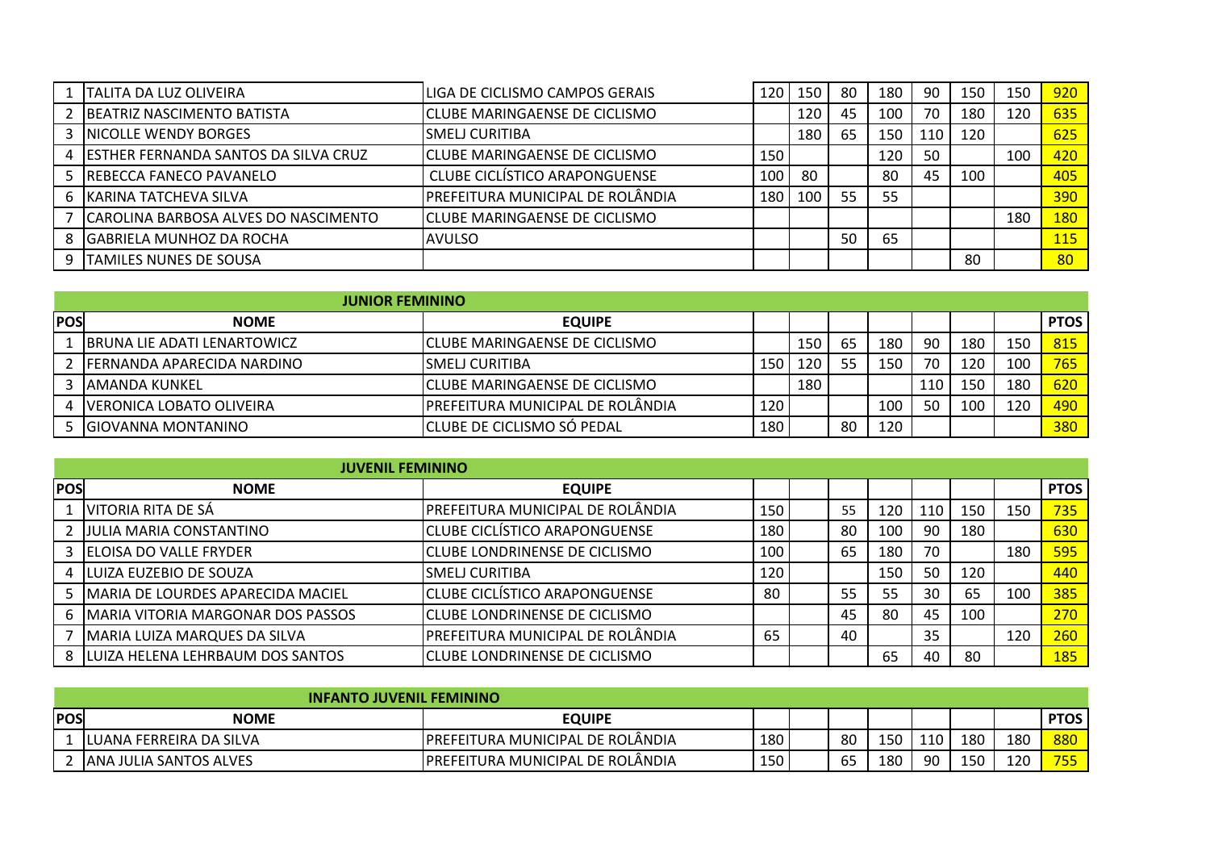| | | | | | | | | | | |
|---|---|---|---|---|---|---|---|---|---|---|
| 1 | TALITA DA LUZ OLIVEIRA | LIGA DE CICLISMO CAMPOS GERAIS | 120 | 150 | 80 | 180 | 90 | 150 | 150 | 920 |
| 2 | BEATRIZ NASCIMENTO BATISTA | CLUBE MARINGAENSE DE CICLISMO | | 120 | 45 | 100 | 70 | 180 | 120 | 635 |
| 3 | NICOLLE WENDY BORGES | SMELJ CURITIBA | | 180 | 65 | 150 | 110 | 120 | | 625 |
| 4 | ESTHER FERNANDA SANTOS DA SILVA CRUZ | CLUBE MARINGAENSE DE CICLISMO | 150 | | | 120 | 50 | | 100 | 420 |
| 5 | REBECCA FANECO PAVANELO | CLUBE CICLÍSTICO ARAPONGUENSE | 100 | 80 | | 80 | 45 | 100 | | 405 |
| 6 | KARINA TATCHEVA SILVA | PREFEITURA MUNICIPAL DE ROLÂNDIA | 180 | 100 | 55 | 55 | | | | 390 |
| 7 | CAROLINA BARBOSA ALVES DO NASCIMENTO | CLUBE MARINGAENSE DE CICLISMO | | | | | | | 180 | 180 |
| 8 | GABRIELA MUNHOZ DA ROCHA | AVULSO | | | 50 | 65 | | | | 115 |
| 9 | TAMILES NUNES DE SOUSA | | | | | | | 80 | | 80 |

| JUNIOR FEMININO | | | | | | | | | | |
|---|---|---|---|---|---|---|---|---|---|---|
| POS | NOME | EQUIPE | | | | | | | | PTOS |
| 1 | BRUNA LIE ADATI LENARTOWICZ | CLUBE MARINGAENSE DE CICLISMO | | 150 | 65 | 180 | 90 | 180 | 150 | 815 |
| 2 | FERNANDA APARECIDA NARDINO | SMELJ CURITIBA | 150 | 120 | 55 | 150 | 70 | 120 | 100 | 765 |
| 3 | AMANDA KUNKEL | CLUBE MARINGAENSE DE CICLISMO | | 180 | | | 110 | 150 | 180 | 620 |
| 4 | VERONICA LOBATO OLIVEIRA | PREFEITURA MUNICIPAL DE ROLÂNDIA | 120 | | | 100 | 50 | 100 | 120 | 490 |
| 5 | GIOVANNA MONTANINO | CLUBE DE CICLISMO SÓ PEDAL | 180 | | 80 | 120 | | | | 380 |

| JUVENIL FEMININO | | | | | | | | | | |
|---|---|---|---|---|---|---|---|---|---|---|
| POS | NOME | EQUIPE | | | | | | | | PTOS |
| 1 | VITORIA RITA DE SÁ | PREFEITURA MUNICIPAL DE ROLÂNDIA | 150 | | 55 | 120 | 110 | 150 | 150 | 735 |
| 2 | JULIA MARIA CONSTANTINO | CLUBE CICLÍSTICO ARAPONGUENSE | 180 | | 80 | 100 | 90 | 180 | | 630 |
| 3 | ELOISA DO VALLE FRYDER | CLUBE LONDRINENSE DE CICLISMO | 100 | | 65 | 180 | 70 | | 180 | 595 |
| 4 | LUIZA EUZEBIO DE SOUZA | SMELJ CURITIBA | 120 | | | 150 | 50 | 120 | | 440 |
| 5 | MARIA DE LOURDES APARECIDA MACIEL | CLUBE CICLÍSTICO ARAPONGUENSE | 80 | | 55 | 55 | 30 | 65 | 100 | 385 |
| 6 | MARIA VITORIA MARGONAR DOS PASSOS | CLUBE LONDRINENSE DE CICLISMO | | | 45 | 80 | 45 | 100 | | 270 |
| 7 | MARIA LUIZA MARQUES DA SILVA | PREFEITURA MUNICIPAL DE ROLÂNDIA | 65 | | 40 | | 35 | | 120 | 260 |
| 8 | LUIZA HELENA LEHRBAUM DOS SANTOS | CLUBE LONDRINENSE DE CICLISMO | | | | 65 | 40 | 80 | | 185 |

| INFANTO JUVENIL FEMININO | | | | | | | | | | |
|---|---|---|---|---|---|---|---|---|---|---|
| POS | NOME | EQUIPE | | | | | | | | PTOS |
| 1 | LUANA FERREIRA DA SILVA | PREFEITURA MUNICIPAL DE ROLÂNDIA | 180 | | 80 | 150 | 110 | 180 | 180 | 880 |
| 2 | ANA JULIA SANTOS ALVES | PREFEITURA MUNICIPAL DE ROLÂNDIA | 150 | | 65 | 180 | 90 | 150 | 120 | 755 |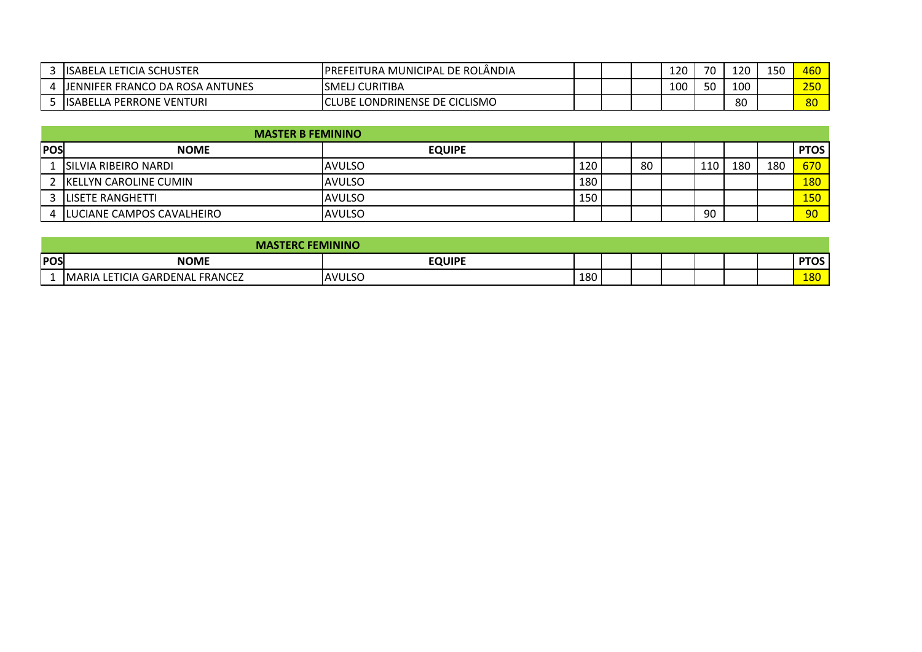| | | | | | | | | | | |
|---|---|---|---|---|---|---|---|---|---|---|
| 3 | ISABELA LETICIA SCHUSTER | PREFEITURA MUNICIPAL DE ROLÂNDIA | | | | 120 | 70 | 120 | 150 | 460 |
| 4 | JENNIFER FRANCO DA ROSA ANTUNES | SMELJ CURITIBA | | | | 100 | 50 | 100 | | 250 |
| 5 | ISABELLA PERRONE VENTURI | CLUBE LONDRINENSE DE CICLISMO | | | | | | 80 | | 80 |

**MASTER B FEMININO**

| POS | NOME | EQUIPE | | | | | | | | PTOS |
|---|---|---|---|---|---|---|---|---|---|---|
| 1 | SILVIA RIBEIRO NARDI | AVULSO | 120 | | 80 | | 110 | 180 | 180 | 670 |
| 2 | KELLYN CAROLINE CUMIN | AVULSO | 180 | | | | | | | 180 |
| 3 | LISETE RANGHETTI | AVULSO | 150 | | | | | | | 150 |
| 4 | LUCIANE CAMPOS CAVALHEIRO | AVULSO | | | | | 90 | | | 90 |

**MASTERC FEMININO**

| POS | NOME | EQUIPE | | | | | | | | PTOS |
|---|---|---|---|---|---|---|---|---|---|---|
| 1 | MARIA LETICIA GARDENAL FRANCEZ | AVULSO | 180 | | | | | | | 180 |